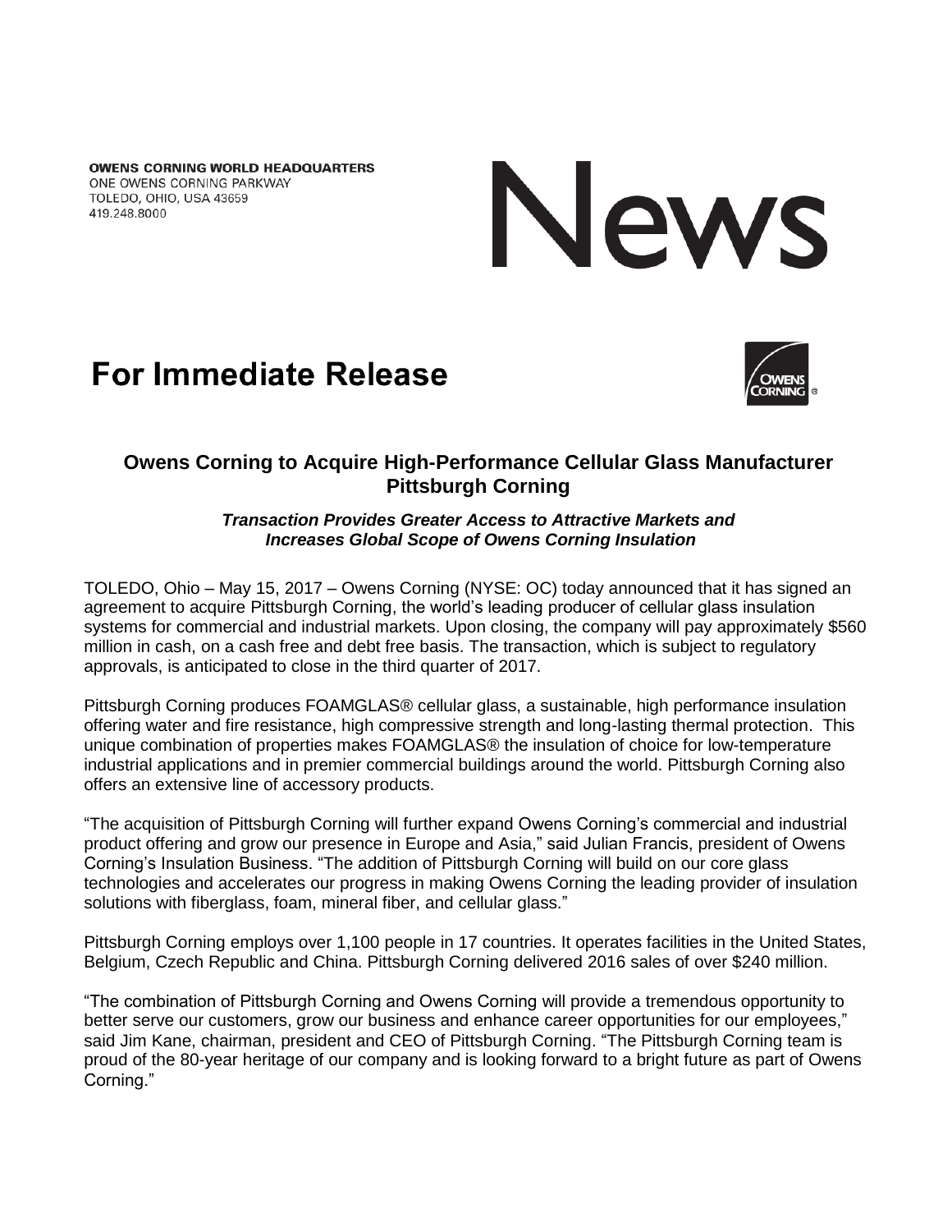**OWENS CORNING WORLD HEADQUARTERS**
ONE OWENS CORNING PARKWAY
TOLEDO, OHIO, USA 43659
419.248.8000

# News

# For Immediate Release

## Owens Corning to Acquire High-Performance Cellular Glass Manufacturer Pittsburgh Corning

***Transaction Provides Greater Access to Attractive Markets and Increases Global Scope of Owens Corning Insulation***

TOLEDO, Ohio – May 15, 2017 – Owens Corning (NYSE: OC) today announced that it has signed an agreement to acquire Pittsburgh Corning, the world's leading producer of cellular glass insulation systems for commercial and industrial markets. Upon closing, the company will pay approximately $560 million in cash, on a cash free and debt free basis. The transaction, which is subject to regulatory approvals, is anticipated to close in the third quarter of 2017.

Pittsburgh Corning produces FOAMGLAS® cellular glass, a sustainable, high performance insulation offering water and fire resistance, high compressive strength and long-lasting thermal protection. This unique combination of properties makes FOAMGLAS® the insulation of choice for low-temperature industrial applications and in premier commercial buildings around the world. Pittsburgh Corning also offers an extensive line of accessory products.

"The acquisition of Pittsburgh Corning will further expand Owens Corning's commercial and industrial product offering and grow our presence in Europe and Asia," said Julian Francis, president of Owens Corning's Insulation Business. "The addition of Pittsburgh Corning will build on our core glass technologies and accelerates our progress in making Owens Corning the leading provider of insulation solutions with fiberglass, foam, mineral fiber, and cellular glass."

Pittsburgh Corning employs over 1,100 people in 17 countries. It operates facilities in the United States, Belgium, Czech Republic and China. Pittsburgh Corning delivered 2016 sales of over $240 million.

"The combination of Pittsburgh Corning and Owens Corning will provide a tremendous opportunity to better serve our customers, grow our business and enhance career opportunities for our employees," said Jim Kane, chairman, president and CEO of Pittsburgh Corning. "The Pittsburgh Corning team is proud of the 80-year heritage of our company and is looking forward to a bright future as part of Owens Corning."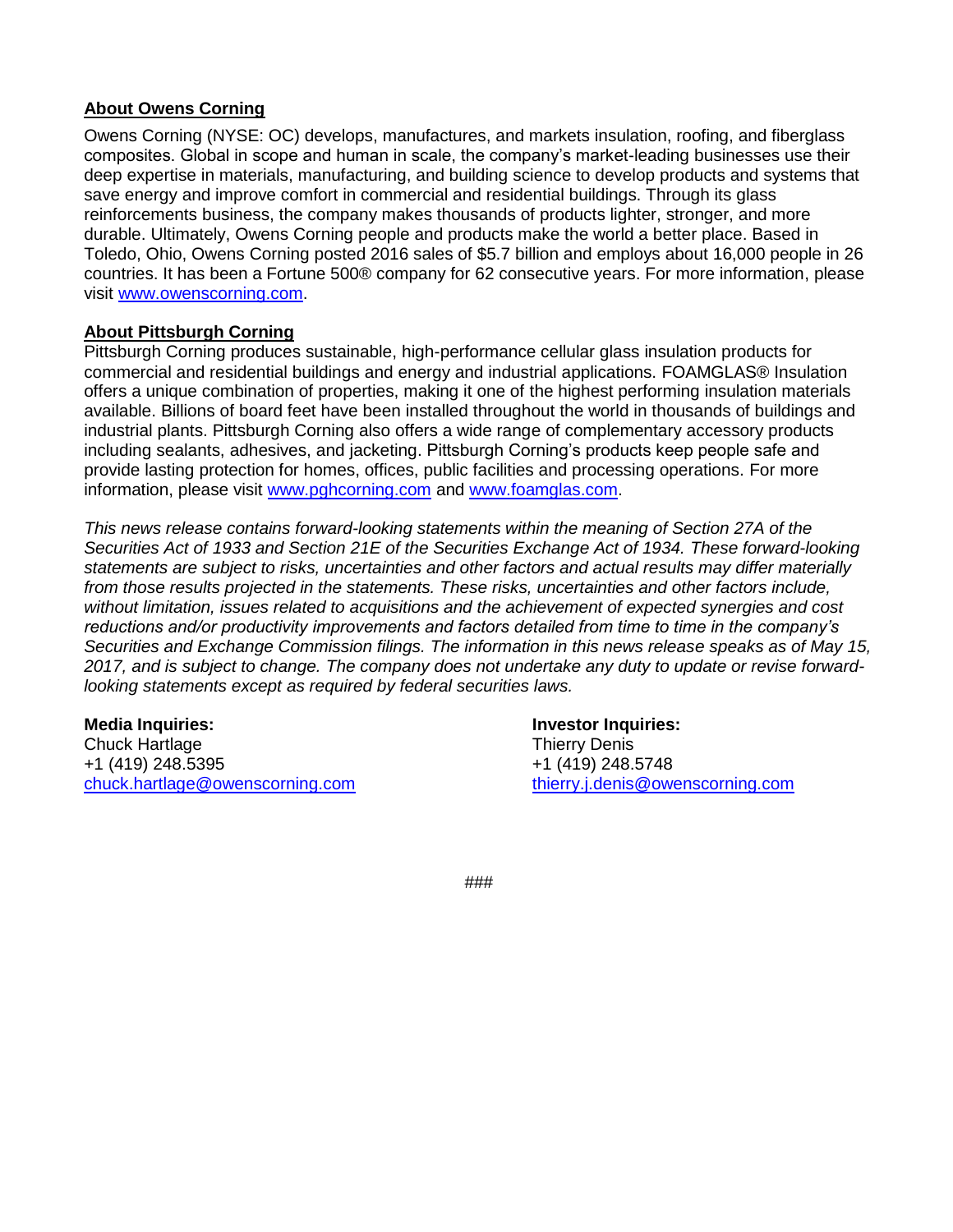**About Owens Corning**

Owens Corning (NYSE: OC) develops, manufactures, and markets insulation, roofing, and fiberglass composites. Global in scope and human in scale, the company's market-leading businesses use their deep expertise in materials, manufacturing, and building science to develop products and systems that save energy and improve comfort in commercial and residential buildings. Through its glass reinforcements business, the company makes thousands of products lighter, stronger, and more durable. Ultimately, Owens Corning people and products make the world a better place. Based in Toledo, Ohio, Owens Corning posted 2016 sales of $5.7 billion and employs about 16,000 people in 26 countries. It has been a Fortune 500® company for 62 consecutive years. For more information, please visit www.owenscorning.com.

**About Pittsburgh Corning**

Pittsburgh Corning produces sustainable, high-performance cellular glass insulation products for commercial and residential buildings and energy and industrial applications. FOAMGLAS® Insulation offers a unique combination of properties, making it one of the highest performing insulation materials available. Billions of board feet have been installed throughout the world in thousands of buildings and industrial plants. Pittsburgh Corning also offers a wide range of complementary accessory products including sealants, adhesives, and jacketing. Pittsburgh Corning's products keep people safe and provide lasting protection for homes, offices, public facilities and processing operations. For more information, please visit www.pghcorning.com and www.foamglas.com.

*This news release contains forward-looking statements within the meaning of Section 27A of the Securities Act of 1933 and Section 21E of the Securities Exchange Act of 1934. These forward-looking statements are subject to risks, uncertainties and other factors and actual results may differ materially from those results projected in the statements. These risks, uncertainties and other factors include, without limitation, issues related to acquisitions and the achievement of expected synergies and cost reductions and/or productivity improvements and factors detailed from time to time in the company's Securities and Exchange Commission filings. The information in this news release speaks as of May 15, 2017, and is subject to change. The company does not undertake any duty to update or revise forward-looking statements except as required by federal securities laws.*

**Media Inquiries:**
Chuck Hartlage
+1 (419) 248.5395
chuck.hartlage@owenscorning.com

**Investor Inquiries:**
Thierry Denis
+1 (419) 248.5748
thierry.j.denis@owenscorning.com

###